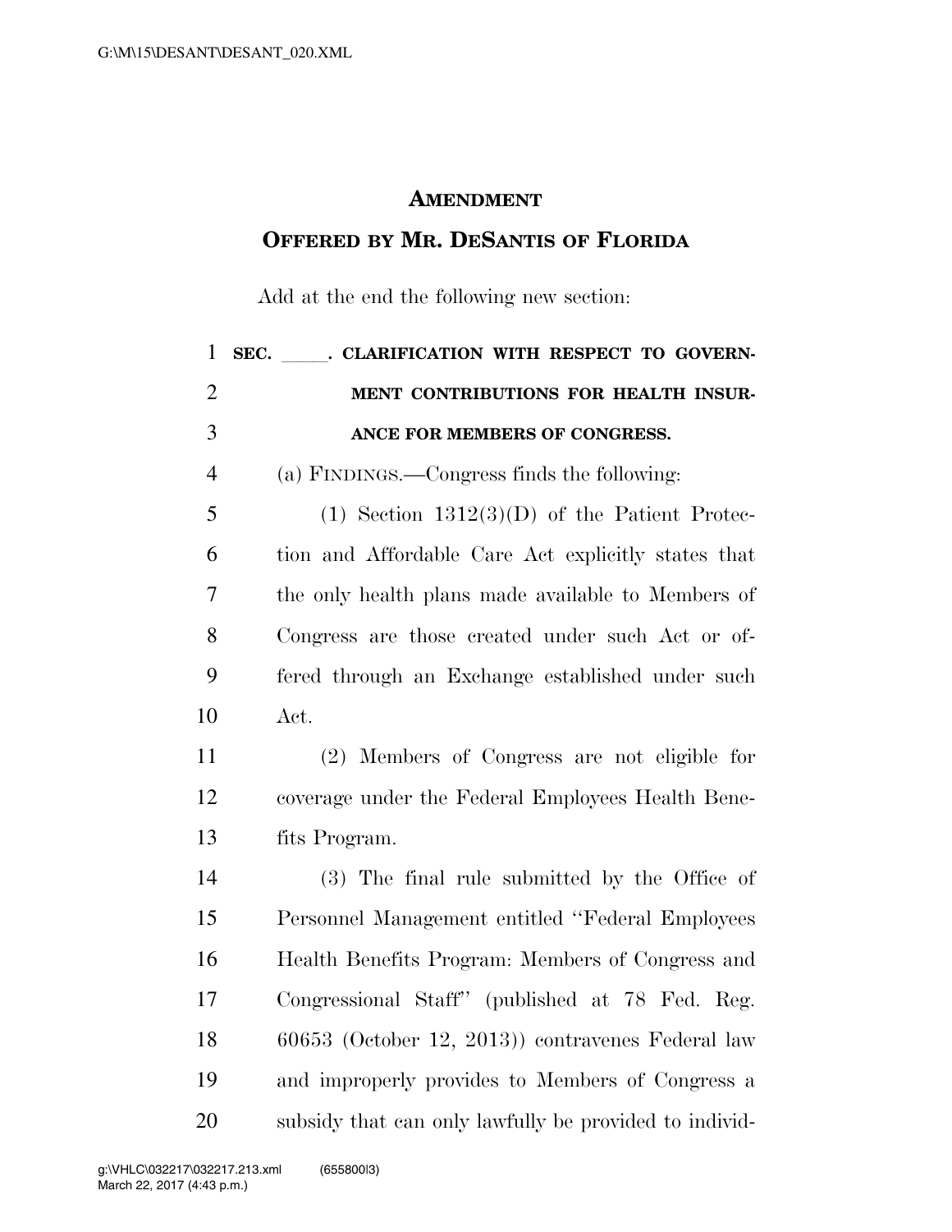# AMENDMENT

## OFFERED BY MR. DESANTIS OF FLORIDA

Add at the end the following new section:

**SEC. \_\_\_\_\_. CLARIFICATION WITH RESPECT TO GOVERNMENT CONTRIBUTIONS FOR HEALTH INSURANCE FOR MEMBERS OF CONGRESS.**

(a) FINDINGS.—Congress finds the following:

(1) Section 1312(3)(D) of the Patient Protection and Affordable Care Act explicitly states that the only health plans made available to Members of Congress are those created under such Act or offered through an Exchange established under such Act.

(2) Members of Congress are not eligible for coverage under the Federal Employees Health Benefits Program.

(3) The final rule submitted by the Office of Personnel Management entitled ''Federal Employees Health Benefits Program: Members of Congress and Congressional Staff'' (published at 78 Fed. Reg. 60653 (October 12, 2013)) contravenes Federal law and improperly provides to Members of Congress a subsidy that can only lawfully be provided to individ-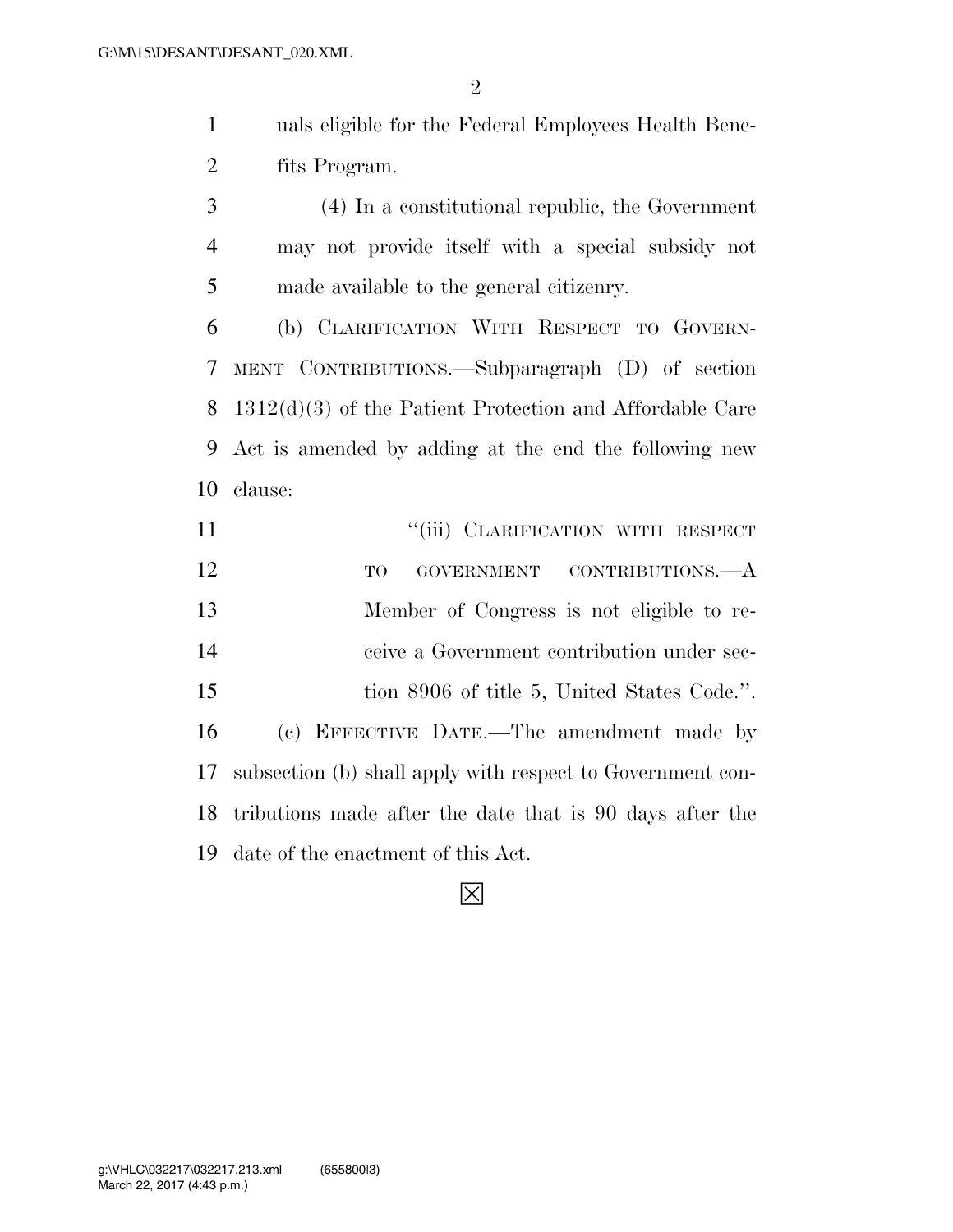uals eligible for the Federal Employees Health Benefits Program.

(4) In a constitutional republic, the Government may not provide itself with a special subsidy not made available to the general citizenry.

(b) CLARIFICATION WITH RESPECT TO GOVERNMENT CONTRIBUTIONS.—Subparagraph (D) of section 1312(d)(3) of the Patient Protection and Affordable Care Act is amended by adding at the end the following new clause:

"(iii) CLARIFICATION WITH RESPECT TO GOVERNMENT CONTRIBUTIONS.—A Member of Congress is not eligible to receive a Government contribution under section 8906 of title 5, United States Code.".

(c) EFFECTIVE DATE.—The amendment made by subsection (b) shall apply with respect to Government contributions made after the date that is 90 days after the date of the enactment of this Act.